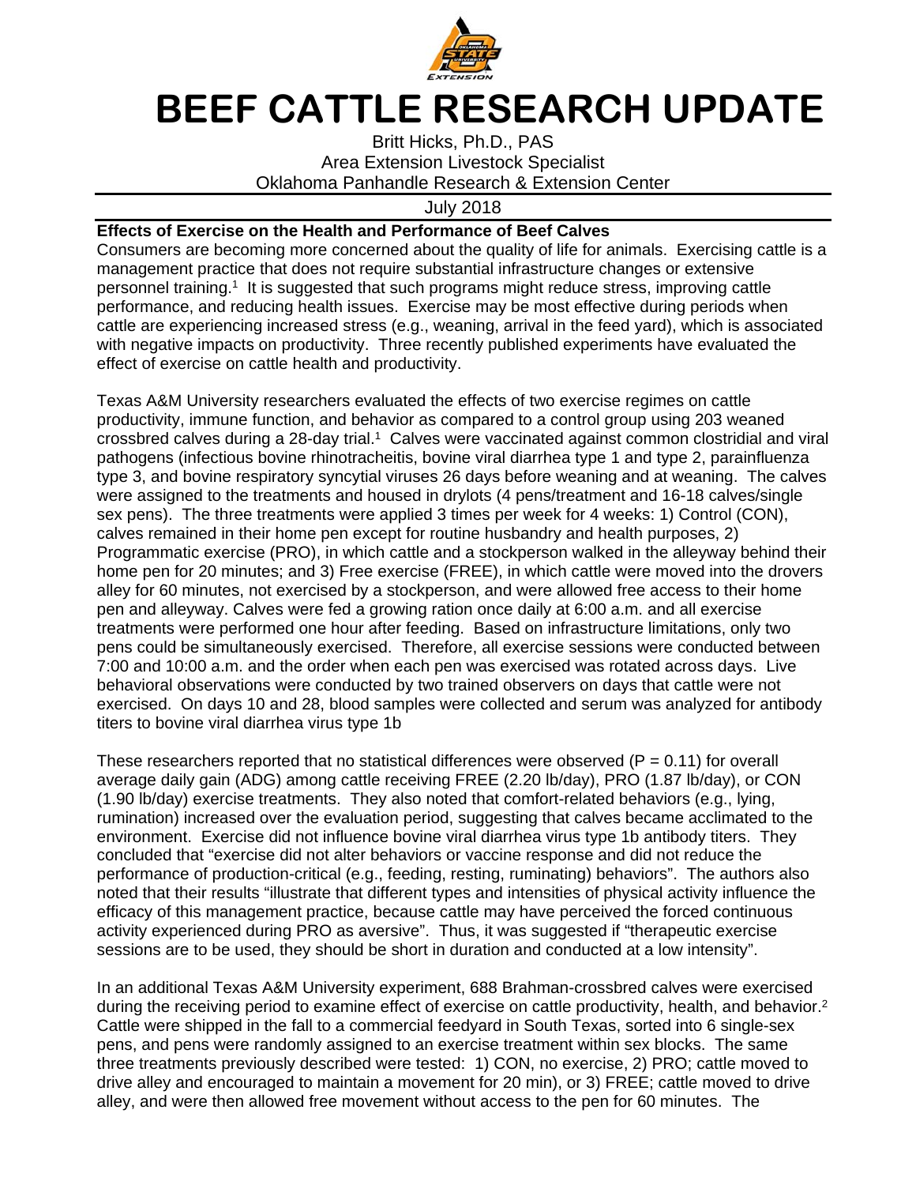# BEEF CATTLE RESEARCH UPDATE

Britt Hicks, Ph.D., PAS
Area Extension Livestock Specialist
Oklahoma Panhandle Research & Extension Center

July 2018

**Effects of Exercise on the Health and Performance of Beef Calves**

Consumers are becoming more concerned about the quality of life for animals. Exercising cattle is a management practice that does not require substantial infrastructure changes or extensive personnel training.[1] It is suggested that such programs might reduce stress, improving cattle performance, and reducing health issues. Exercise may be most effective during periods when cattle are experiencing increased stress (e.g., weaning, arrival in the feed yard), which is associated with negative impacts on productivity. Three recently published experiments have evaluated the effect of exercise on cattle health and productivity.

Texas A&M University researchers evaluated the effects of two exercise regimes on cattle productivity, immune function, and behavior as compared to a control group using 203 weaned crossbred calves during a 28-day trial.[1] Calves were vaccinated against common clostridial and viral pathogens (infectious bovine rhinotracheitis, bovine viral diarrhea type 1 and type 2, parainfluenza type 3, and bovine respiratory syncytial viruses 26 days before weaning and at weaning. The calves were assigned to the treatments and housed in drylots (4 pens/treatment and 16-18 calves/single sex pens). The three treatments were applied 3 times per week for 4 weeks: 1) Control (CON), calves remained in their home pen except for routine husbandry and health purposes, 2) Programmatic exercise (PRO), in which cattle and a stockperson walked in the alleyway behind their home pen for 20 minutes; and 3) Free exercise (FREE), in which cattle were moved into the drovers alley for 60 minutes, not exercised by a stockperson, and were allowed free access to their home pen and alleyway. Calves were fed a growing ration once daily at 6:00 a.m. and all exercise treatments were performed one hour after feeding. Based on infrastructure limitations, only two pens could be simultaneously exercised. Therefore, all exercise sessions were conducted between 7:00 and 10:00 a.m. and the order when each pen was exercised was rotated across days. Live behavioral observations were conducted by two trained observers on days that cattle were not exercised. On days 10 and 28, blood samples were collected and serum was analyzed for antibody titers to bovine viral diarrhea virus type 1b

These researchers reported that no statistical differences were observed ($P = 0.11$) for overall average daily gain (ADG) among cattle receiving FREE (2.20 lb/day), PRO (1.87 lb/day), or CON (1.90 lb/day) exercise treatments. They also noted that comfort-related behaviors (e.g., lying, rumination) increased over the evaluation period, suggesting that calves became acclimated to the environment. Exercise did not influence bovine viral diarrhea virus type 1b antibody titers. They concluded that "exercise did not alter behaviors or vaccine response and did not reduce the performance of production-critical (e.g., feeding, resting, ruminating) behaviors". The authors also noted that their results "illustrate that different types and intensities of physical activity influence the efficacy of this management practice, because cattle may have perceived the forced continuous activity experienced during PRO as aversive". Thus, it was suggested if "therapeutic exercise sessions are to be used, they should be short in duration and conducted at a low intensity".

In an additional Texas A&M University experiment, 688 Brahman-crossbred calves were exercised during the receiving period to examine effect of exercise on cattle productivity, health, and behavior.[2] Cattle were shipped in the fall to a commercial feedyard in South Texas, sorted into 6 single-sex pens, and pens were randomly assigned to an exercise treatment within sex blocks. The same three treatments previously described were tested: 1) CON, no exercise, 2) PRO; cattle moved to drive alley and encouraged to maintain a movement for 20 min), or 3) FREE; cattle moved to drive alley, and were then allowed free movement without access to the pen for 60 minutes. The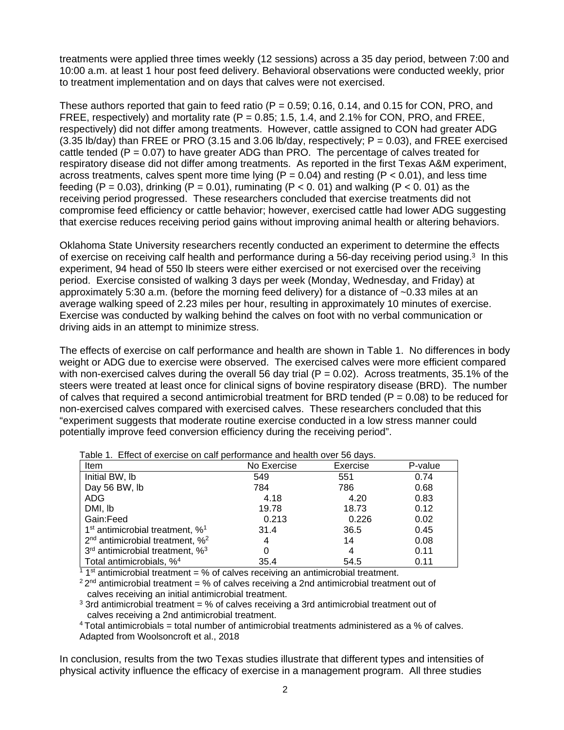treatments were applied three times weekly (12 sessions) across a 35 day period, between 7:00 and 10:00 a.m. at least 1 hour post feed delivery. Behavioral observations were conducted weekly, prior to treatment implementation and on days that calves were not exercised.

These authors reported that gain to feed ratio ($P = 0.59$; 0.16, 0.14, and 0.15 for CON, PRO, and FREE, respectively) and mortality rate ($P = 0.85$; 1.5, 1.4, and 2.1% for CON, PRO, and FREE, respectively) did not differ among treatments. However, cattle assigned to CON had greater ADG (3.35 lb/day) than FREE or PRO (3.15 and 3.06 lb/day, respectively; $P = 0.03$), and FREE exercised cattle tended ($P = 0.07$) to have greater ADG than PRO. The percentage of calves treated for respiratory disease did not differ among treatments. As reported in the first Texas A&M experiment, across treatments, calves spent more time lying ($P = 0.04$) and resting ($P < 0.01$), and less time feeding ($P = 0.03$), drinking ($P = 0.01$), ruminating ($P < 0.01$) and walking ($P < 0.01$) as the receiving period progressed. These researchers concluded that exercise treatments did not compromise feed efficiency or cattle behavior; however, exercised cattle had lower ADG suggesting that exercise reduces receiving period gains without improving animal health or altering behaviors.

Oklahoma State University researchers recently conducted an experiment to determine the effects of exercise on receiving calf health and performance during a 56-day receiving period using.[3] In this experiment, 94 head of 550 lb steers were either exercised or not exercised over the receiving period. Exercise consisted of walking 3 days per week (Monday, Wednesday, and Friday) at approximately 5:30 a.m. (before the morning feed delivery) for a distance of ~0.33 miles at an average walking speed of 2.23 miles per hour, resulting in approximately 10 minutes of exercise. Exercise was conducted by walking behind the calves on foot with no verbal communication or driving aids in an attempt to minimize stress.

The effects of exercise on calf performance and health are shown in Table 1. No differences in body weight or ADG due to exercise were observed. The exercised calves were more efficient compared with non-exercised calves during the overall 56 day trial ($P = 0.02$). Across treatments, 35.1% of the steers were treated at least once for clinical signs of bovine respiratory disease (BRD). The number of calves that required a second antimicrobial treatment for BRD tended ($P = 0.08$) to be reduced for non-exercised calves compared with exercised calves. These researchers concluded that this "experiment suggests that moderate routine exercise conducted in a low stress manner could potentially improve feed conversion efficiency during the receiving period".

Table 1. Effect of exercise on calf performance and health over 56 days.

| Item | No Exercise | Exercise | P-value |
|---|---|---|---|
| Initial BW, lb | 549 | 551 | 0.74 |
| Day 56 BW, lb | 784 | 786 | 0.68 |
| ADG | 4.18 | 4.20 | 0.83 |
| DMI, lb | 19.78 | 18.73 | 0.12 |
| Gain:Feed | 0.213 | 0.226 | 0.02 |
| 1st antimicrobial treatment, %[1] | 31.4 | 36.5 | 0.45 |
| 2nd antimicrobial treatment, %[2] | 4 | 14 | 0.08 |
| 3rd antimicrobial treatment, %[3] | 0 | 4 | 0.11 |
| Total antimicrobials, %[4] | 35.4 | 54.5 | 0.11 |

[1] 1st antimicrobial treatment = % of calves receiving an antimicrobial treatment.
[2] 2nd antimicrobial treatment = % of calves receiving a 2nd antimicrobial treatment out of calves receiving an initial antimicrobial treatment.
[3] 3rd antimicrobial treatment = % of calves receiving a 3rd antimicrobial treatment out of calves receiving a 2nd antimicrobial treatment.
[4] Total antimicrobials = total number of antimicrobial treatments administered as a % of calves.
Adapted from Woolsoncroft et al., 2018

In conclusion, results from the two Texas studies illustrate that different types and intensities of physical activity influence the efficacy of exercise in a management program. All three studies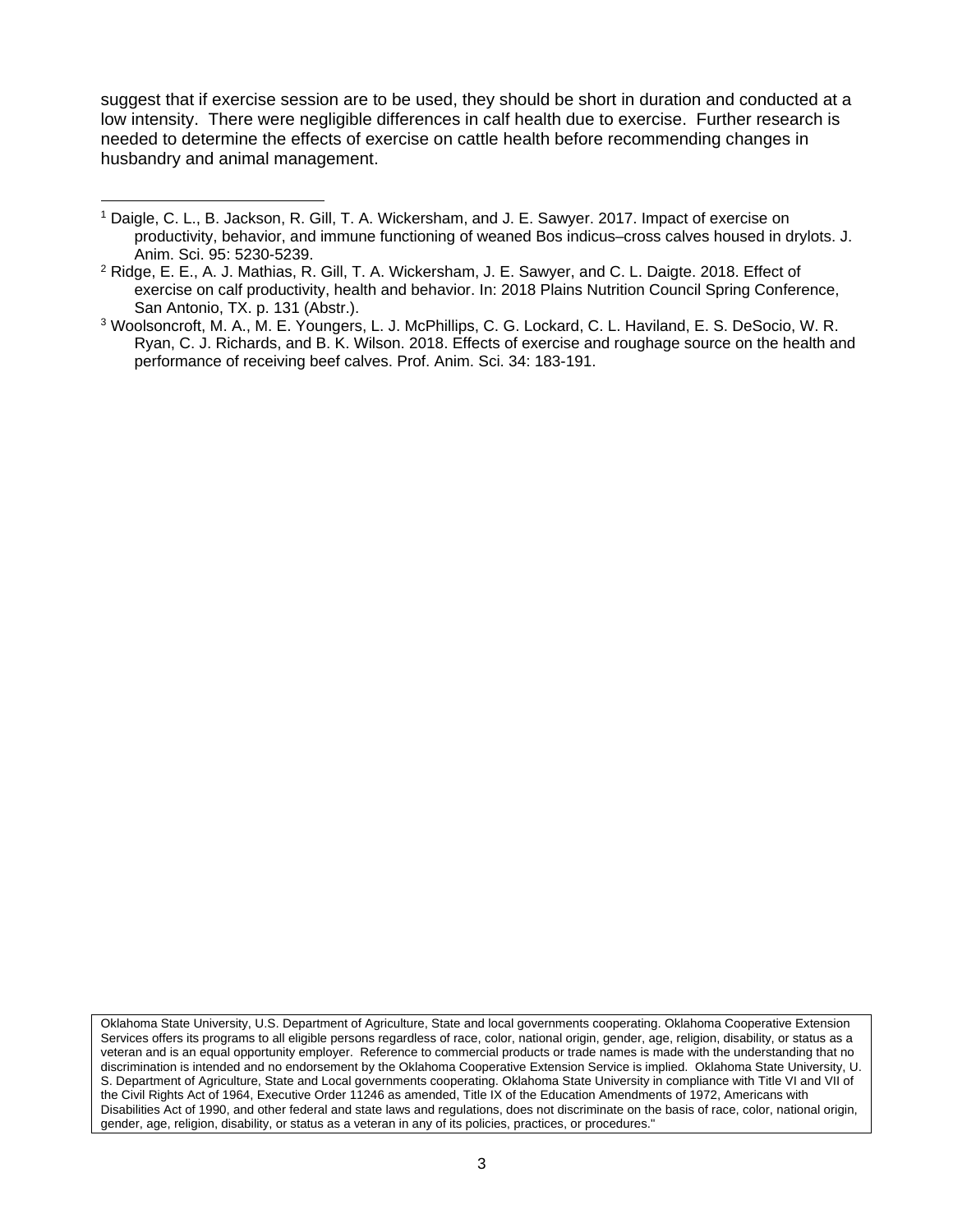suggest that if exercise session are to be used, they should be short in duration and conducted at a low intensity. There were negligible differences in calf health due to exercise. Further research is needed to determine the effects of exercise on cattle health before recommending changes in husbandry and animal management.

---

[1] Daigle, C. L., B. Jackson, R. Gill, T. A. Wickersham, and J. E. Sawyer. 2017. Impact of exercise on productivity, behavior, and immune functioning of weaned Bos indicus–cross calves housed in drylots. J. Anim. Sci. 95: 5230-5239.

[2] Ridge, E. E., A. J. Mathias, R. Gill, T. A. Wickersham, J. E. Sawyer, and C. L. Daigte. 2018. Effect of exercise on calf productivity, health and behavior. In: 2018 Plains Nutrition Council Spring Conference, San Antonio, TX. p. 131 (Abstr.).

[3] Woolsoncroft, M. A., M. E. Youngers, L. J. McPhillips, C. G. Lockard, C. L. Haviland, E. S. DeSocio, W. R. Ryan, C. J. Richards, and B. K. Wilson. 2018. Effects of exercise and roughage source on the health and performance of receiving beef calves. Prof. Anim. Sci. 34: 183-191.

Oklahoma State University, U.S. Department of Agriculture, State and local governments cooperating. Oklahoma Cooperative Extension Services offers its programs to all eligible persons regardless of race, color, national origin, gender, age, religion, disability, or status as a veteran and is an equal opportunity employer. Reference to commercial products or trade names is made with the understanding that no discrimination is intended and no endorsement by the Oklahoma Cooperative Extension Service is implied. Oklahoma State University, U. S. Department of Agriculture, State and Local governments cooperating. Oklahoma State University in compliance with Title VI and VII of the Civil Rights Act of 1964, Executive Order 11246 as amended, Title IX of the Education Amendments of 1972, Americans with Disabilities Act of 1990, and other federal and state laws and regulations, does not discriminate on the basis of race, color, national origin, gender, age, religion, disability, or status as a veteran in any of its policies, practices, or procedures."